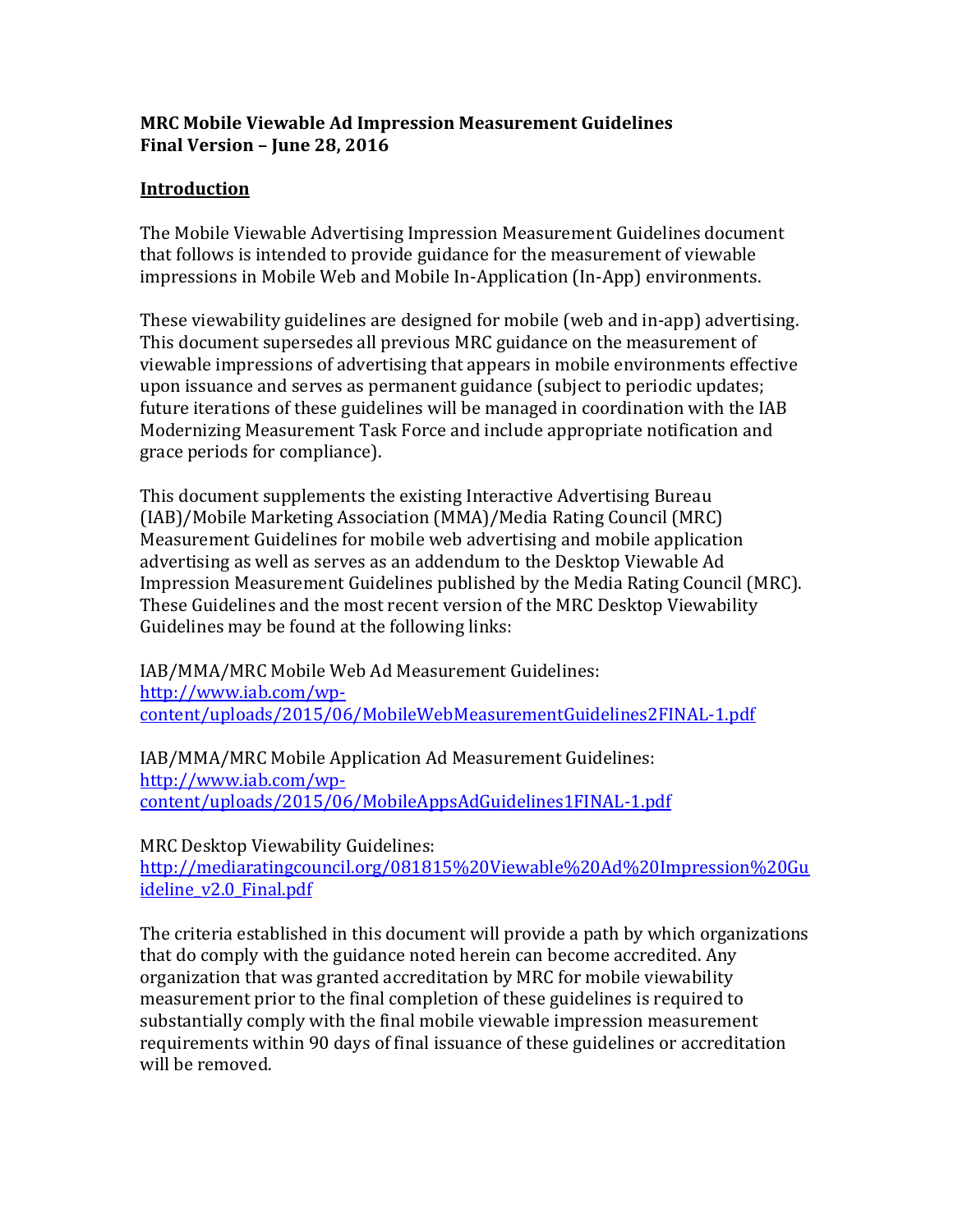**MRC Mobile Viewable Ad Impression Measurement Guidelines**
**Final Version – June 28, 2016**

## Introduction

The Mobile Viewable Advertising Impression Measurement Guidelines document that follows is intended to provide guidance for the measurement of viewable impressions in Mobile Web and Mobile In-Application (In-App) environments.

These viewability guidelines are designed for mobile (web and in-app) advertising. This document supersedes all previous MRC guidance on the measurement of viewable impressions of advertising that appears in mobile environments effective upon issuance and serves as permanent guidance (subject to periodic updates; future iterations of these guidelines will be managed in coordination with the IAB Modernizing Measurement Task Force and include appropriate notification and grace periods for compliance).

This document supplements the existing Interactive Advertising Bureau (IAB)/Mobile Marketing Association (MMA)/Media Rating Council (MRC) Measurement Guidelines for mobile web advertising and mobile application advertising as well as serves as an addendum to the Desktop Viewable Ad Impression Measurement Guidelines published by the Media Rating Council (MRC). These Guidelines and the most recent version of the MRC Desktop Viewability Guidelines may be found at the following links:

IAB/MMA/MRC Mobile Web Ad Measurement Guidelines:
[http://www.iab.com/wp-content/uploads/2015/06/MobileWebMeasurementGuidelines2FINAL-1.pdf](http://www.iab.com/wp-content/uploads/2015/06/MobileWebMeasurementGuidelines2FINAL-1.pdf)

IAB/MMA/MRC Mobile Application Ad Measurement Guidelines:
[http://www.iab.com/wp-content/uploads/2015/06/MobileAppsAdGuidelines1FINAL-1.pdf](http://www.iab.com/wp-content/uploads/2015/06/MobileAppsAdGuidelines1FINAL-1.pdf)

MRC Desktop Viewability Guidelines:
[http://mediaratingcouncil.org/081815%20Viewable%20Ad%20Impression%20Guideline_v2.0_Final.pdf](http://mediaratingcouncil.org/081815%20Viewable%20Ad%20Impression%20Guideline_v2.0_Final.pdf)

The criteria established in this document will provide a path by which organizations that do comply with the guidance noted herein can become accredited. Any organization that was granted accreditation by MRC for mobile viewability measurement prior to the final completion of these guidelines is required to substantially comply with the final mobile viewable impression measurement requirements within 90 days of final issuance of these guidelines or accreditation will be removed.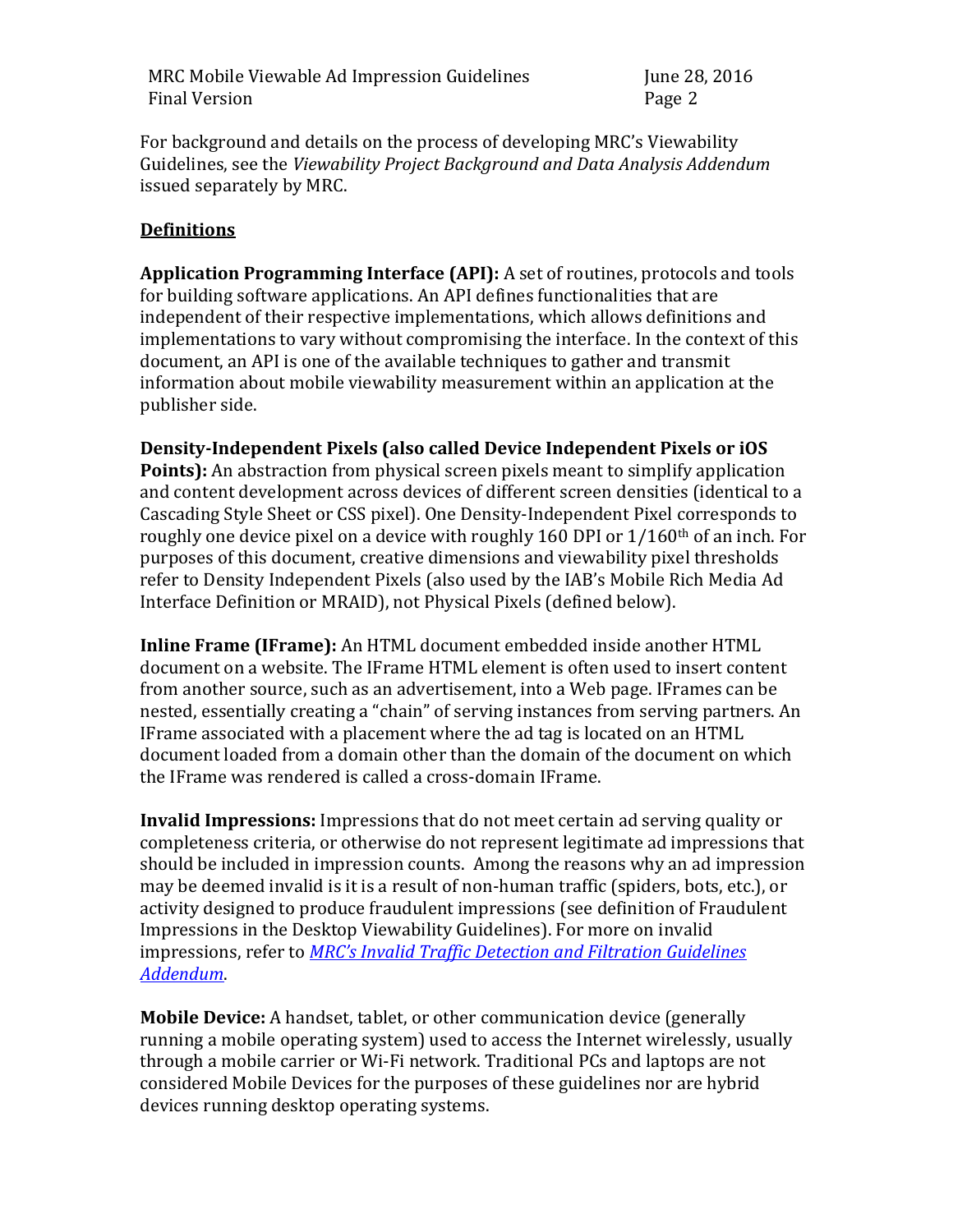For background and details on the process of developing MRC's Viewability Guidelines, see the *Viewability Project Background and Data Analysis Addendum* issued separately by MRC.

## Definitions

**Application Programming Interface (API):** A set of routines, protocols and tools for building software applications. An API defines functionalities that are independent of their respective implementations, which allows definitions and implementations to vary without compromising the interface. In the context of this document, an API is one of the available techniques to gather and transmit information about mobile viewability measurement within an application at the publisher side.

**Density-Independent Pixels (also called Device Independent Pixels or iOS Points):** An abstraction from physical screen pixels meant to simplify application and content development across devices of different screen densities (identical to a Cascading Style Sheet or CSS pixel). One Density-Independent Pixel corresponds to roughly one device pixel on a device with roughly 160 DPI or 1/160th of an inch. For purposes of this document, creative dimensions and viewability pixel thresholds refer to Density Independent Pixels (also used by the IAB's Mobile Rich Media Ad Interface Definition or MRAID), not Physical Pixels (defined below).

**Inline Frame (IFrame):** An HTML document embedded inside another HTML document on a website. The IFrame HTML element is often used to insert content from another source, such as an advertisement, into a Web page. IFrames can be nested, essentially creating a "chain" of serving instances from serving partners. An IFrame associated with a placement where the ad tag is located on an HTML document loaded from a domain other than the domain of the document on which the IFrame was rendered is called a cross-domain IFrame.

**Invalid Impressions:** Impressions that do not meet certain ad serving quality or completeness criteria, or otherwise do not represent legitimate ad impressions that should be included in impression counts. Among the reasons why an ad impression may be deemed invalid is it is a result of non-human traffic (spiders, bots, etc.), or activity designed to produce fraudulent impressions (see definition of Fraudulent Impressions in the Desktop Viewability Guidelines). For more on invalid impressions, refer to *MRC's Invalid Traffic Detection and Filtration Guidelines Addendum*.

**Mobile Device:** A handset, tablet, or other communication device (generally running a mobile operating system) used to access the Internet wirelessly, usually through a mobile carrier or Wi-Fi network. Traditional PCs and laptops are not considered Mobile Devices for the purposes of these guidelines nor are hybrid devices running desktop operating systems.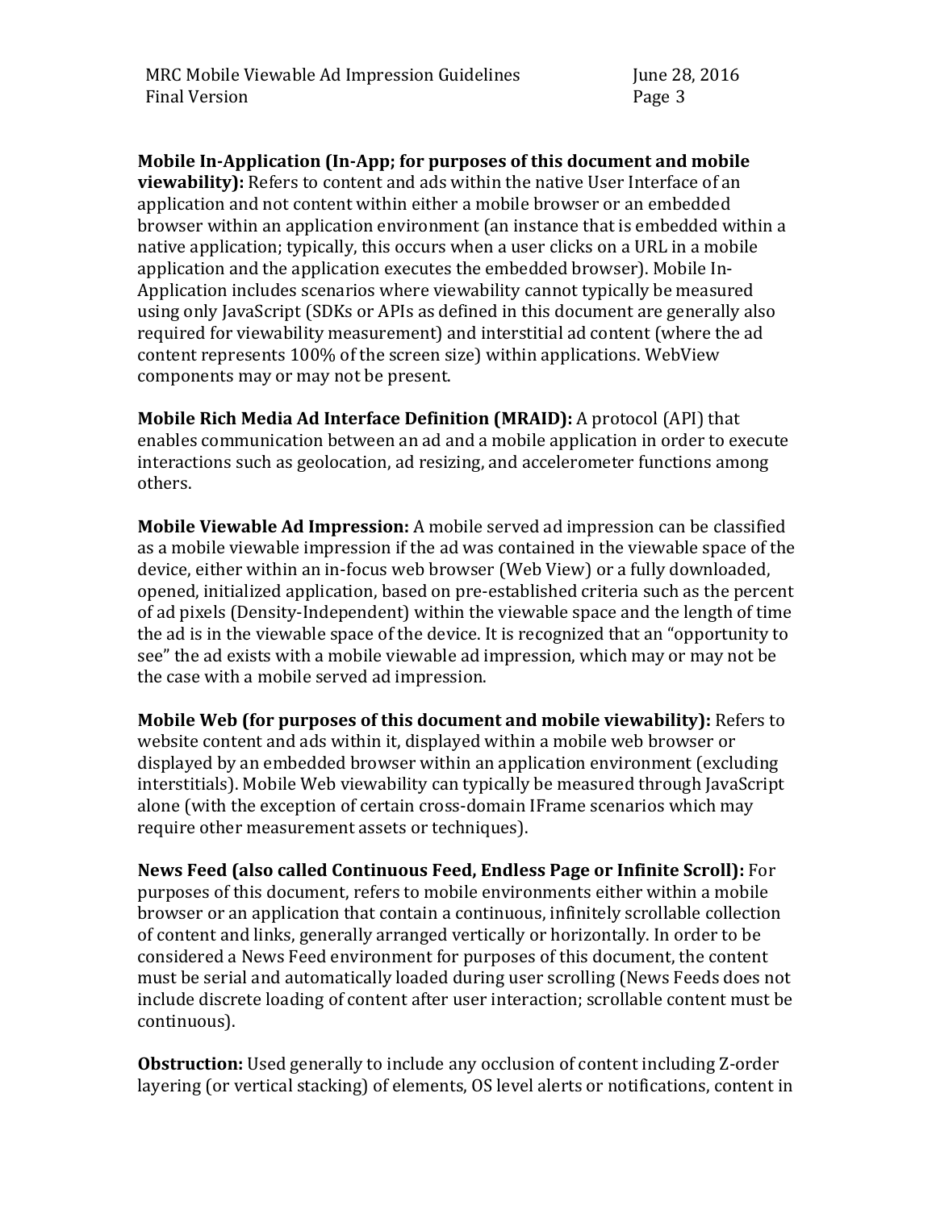**Mobile In-Application (In-App; for purposes of this document and mobile viewability):** Refers to content and ads within the native User Interface of an application and not content within either a mobile browser or an embedded browser within an application environment (an instance that is embedded within a native application; typically, this occurs when a user clicks on a URL in a mobile application and the application executes the embedded browser). Mobile In-Application includes scenarios where viewability cannot typically be measured using only JavaScript (SDKs or APIs as defined in this document are generally also required for viewability measurement) and interstitial ad content (where the ad content represents 100% of the screen size) within applications. WebView components may or may not be present.

**Mobile Rich Media Ad Interface Definition (MRAID):** A protocol (API) that enables communication between an ad and a mobile application in order to execute interactions such as geolocation, ad resizing, and accelerometer functions among others.

**Mobile Viewable Ad Impression:** A mobile served ad impression can be classified as a mobile viewable impression if the ad was contained in the viewable space of the device, either within an in-focus web browser (Web View) or a fully downloaded, opened, initialized application, based on pre-established criteria such as the percent of ad pixels (Density-Independent) within the viewable space and the length of time the ad is in the viewable space of the device. It is recognized that an "opportunity to see" the ad exists with a mobile viewable ad impression, which may or may not be the case with a mobile served ad impression.

**Mobile Web (for purposes of this document and mobile viewability):** Refers to website content and ads within it, displayed within a mobile web browser or displayed by an embedded browser within an application environment (excluding interstitials). Mobile Web viewability can typically be measured through JavaScript alone (with the exception of certain cross-domain IFrame scenarios which may require other measurement assets or techniques).

**News Feed (also called Continuous Feed, Endless Page or Infinite Scroll):** For purposes of this document, refers to mobile environments either within a mobile browser or an application that contain a continuous, infinitely scrollable collection of content and links, generally arranged vertically or horizontally. In order to be considered a News Feed environment for purposes of this document, the content must be serial and automatically loaded during user scrolling (News Feeds does not include discrete loading of content after user interaction; scrollable content must be continuous).

**Obstruction:** Used generally to include any occlusion of content including Z-order layering (or vertical stacking) of elements, OS level alerts or notifications, content in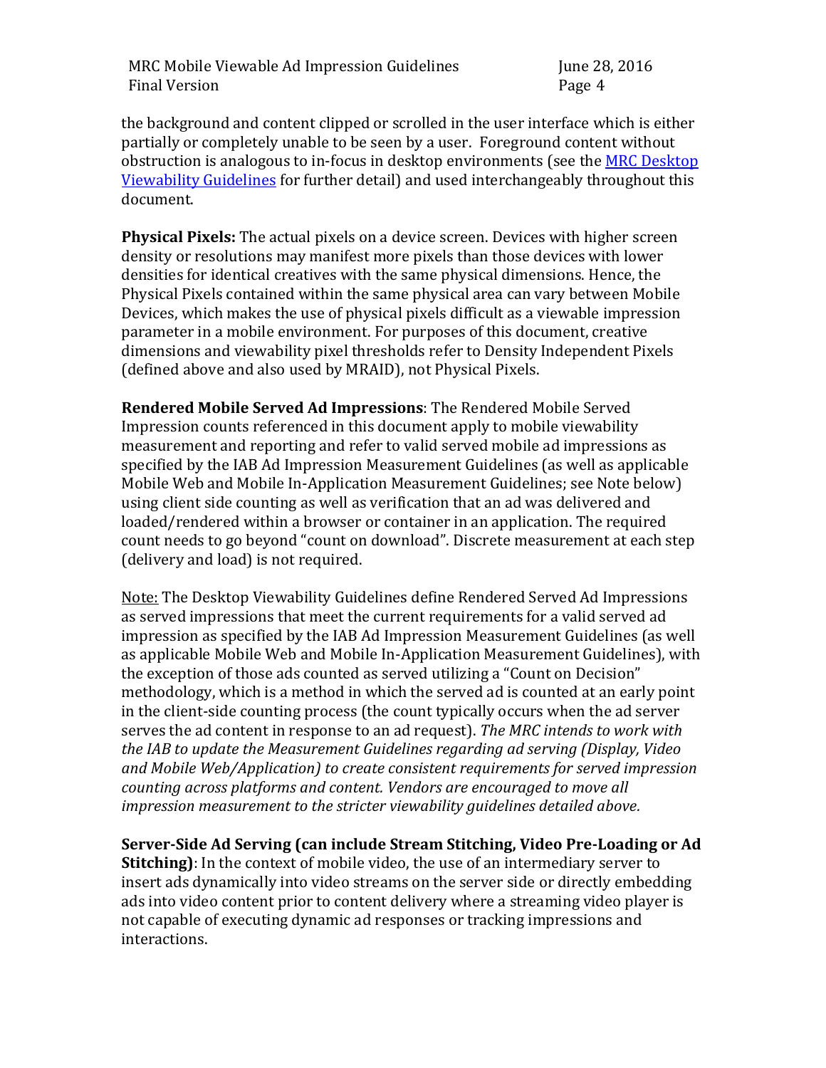the background and content clipped or scrolled in the user interface which is either partially or completely unable to be seen by a user. Foreground content without obstruction is analogous to in-focus in desktop environments (see the MRC Desktop Viewability Guidelines for further detail) and used interchangeably throughout this document.

**Physical Pixels:** The actual pixels on a device screen. Devices with higher screen density or resolutions may manifest more pixels than those devices with lower densities for identical creatives with the same physical dimensions. Hence, the Physical Pixels contained within the same physical area can vary between Mobile Devices, which makes the use of physical pixels difficult as a viewable impression parameter in a mobile environment. For purposes of this document, creative dimensions and viewability pixel thresholds refer to Density Independent Pixels (defined above and also used by MRAID), not Physical Pixels.

**Rendered Mobile Served Ad Impressions**: The Rendered Mobile Served Impression counts referenced in this document apply to mobile viewability measurement and reporting and refer to valid served mobile ad impressions as specified by the IAB Ad Impression Measurement Guidelines (as well as applicable Mobile Web and Mobile In-Application Measurement Guidelines; see Note below) using client side counting as well as verification that an ad was delivered and loaded/rendered within a browser or container in an application. The required count needs to go beyond "count on download". Discrete measurement at each step (delivery and load) is not required.

Note: The Desktop Viewability Guidelines define Rendered Served Ad Impressions as served impressions that meet the current requirements for a valid served ad impression as specified by the IAB Ad Impression Measurement Guidelines (as well as applicable Mobile Web and Mobile In-Application Measurement Guidelines), with the exception of those ads counted as served utilizing a "Count on Decision" methodology, which is a method in which the served ad is counted at an early point in the client-side counting process (the count typically occurs when the ad server serves the ad content in response to an ad request). *The MRC intends to work with the IAB to update the Measurement Guidelines regarding ad serving (Display, Video and Mobile Web/Application) to create consistent requirements for served impression counting across platforms and content. Vendors are encouraged to move all impression measurement to the stricter viewability guidelines detailed above.*

**Server-Side Ad Serving (can include Stream Stitching, Video Pre-Loading or Ad Stitching)**: In the context of mobile video, the use of an intermediary server to insert ads dynamically into video streams on the server side or directly embedding ads into video content prior to content delivery where a streaming video player is not capable of executing dynamic ad responses or tracking impressions and interactions.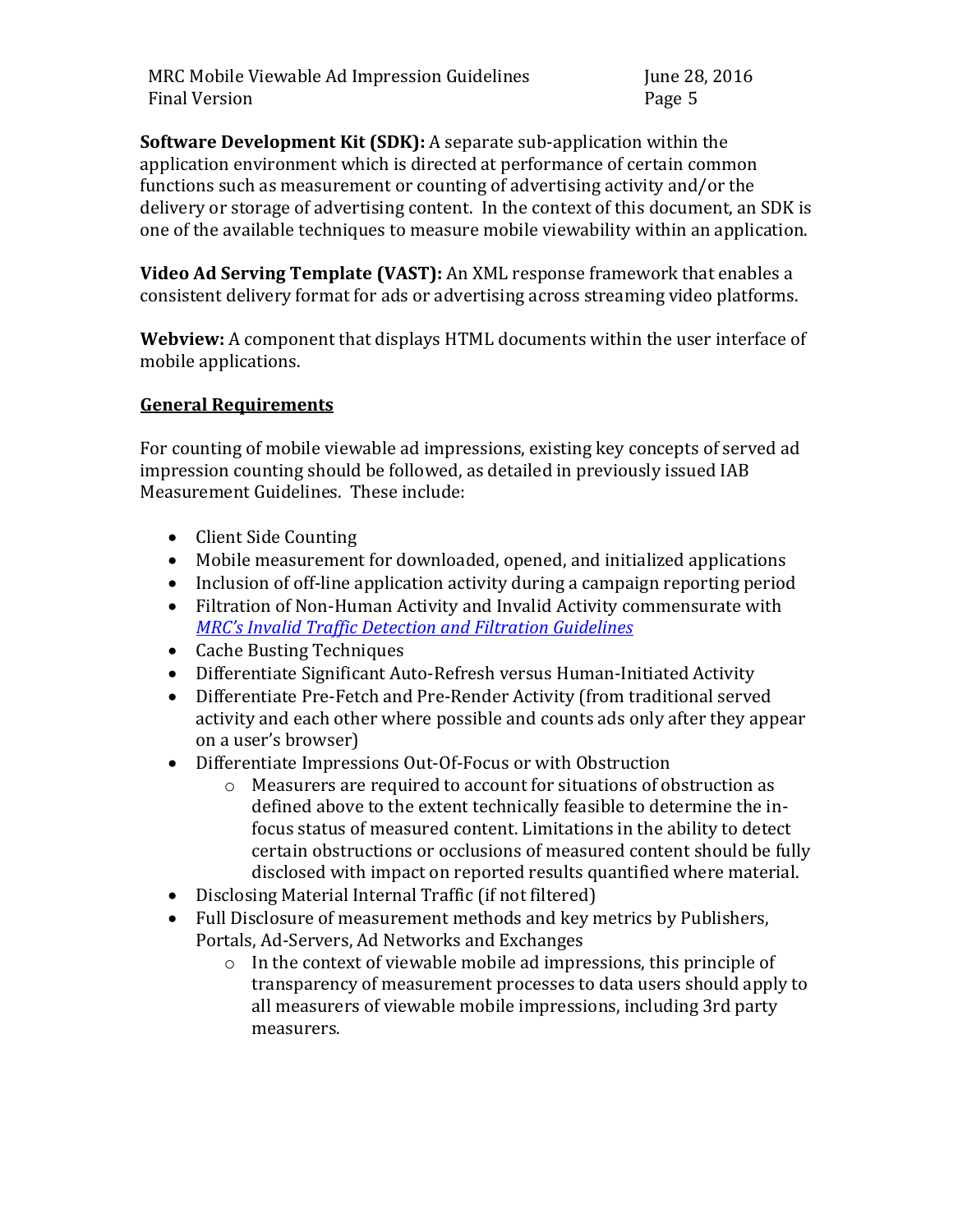**Software Development Kit (SDK):** A separate sub-application within the application environment which is directed at performance of certain common functions such as measurement or counting of advertising activity and/or the delivery or storage of advertising content. In the context of this document, an SDK is one of the available techniques to measure mobile viewability within an application.

**Video Ad Serving Template (VAST):** An XML response framework that enables a consistent delivery format for ads or advertising across streaming video platforms.

**Webview:** A component that displays HTML documents within the user interface of mobile applications.

## General Requirements

For counting of mobile viewable ad impressions, existing key concepts of served ad impression counting should be followed, as detailed in previously issued IAB Measurement Guidelines. These include:

- Client Side Counting
- Mobile measurement for downloaded, opened, and initialized applications
- Inclusion of off-line application activity during a campaign reporting period
- Filtration of Non-Human Activity and Invalid Activity commensurate with *MRC's Invalid Traffic Detection and Filtration Guidelines*
- Cache Busting Techniques
- Differentiate Significant Auto-Refresh versus Human-Initiated Activity
- Differentiate Pre-Fetch and Pre-Render Activity (from traditional served activity and each other where possible and counts ads only after they appear on a user's browser)
- Differentiate Impressions Out-Of-Focus or with Obstruction
  - Measurers are required to account for situations of obstruction as defined above to the extent technically feasible to determine the in-focus status of measured content. Limitations in the ability to detect certain obstructions or occlusions of measured content should be fully disclosed with impact on reported results quantified where material.
- Disclosing Material Internal Traffic (if not filtered)
- Full Disclosure of measurement methods and key metrics by Publishers, Portals, Ad-Servers, Ad Networks and Exchanges
  - In the context of viewable mobile ad impressions, this principle of transparency of measurement processes to data users should apply to all measurers of viewable mobile impressions, including 3rd party measurers.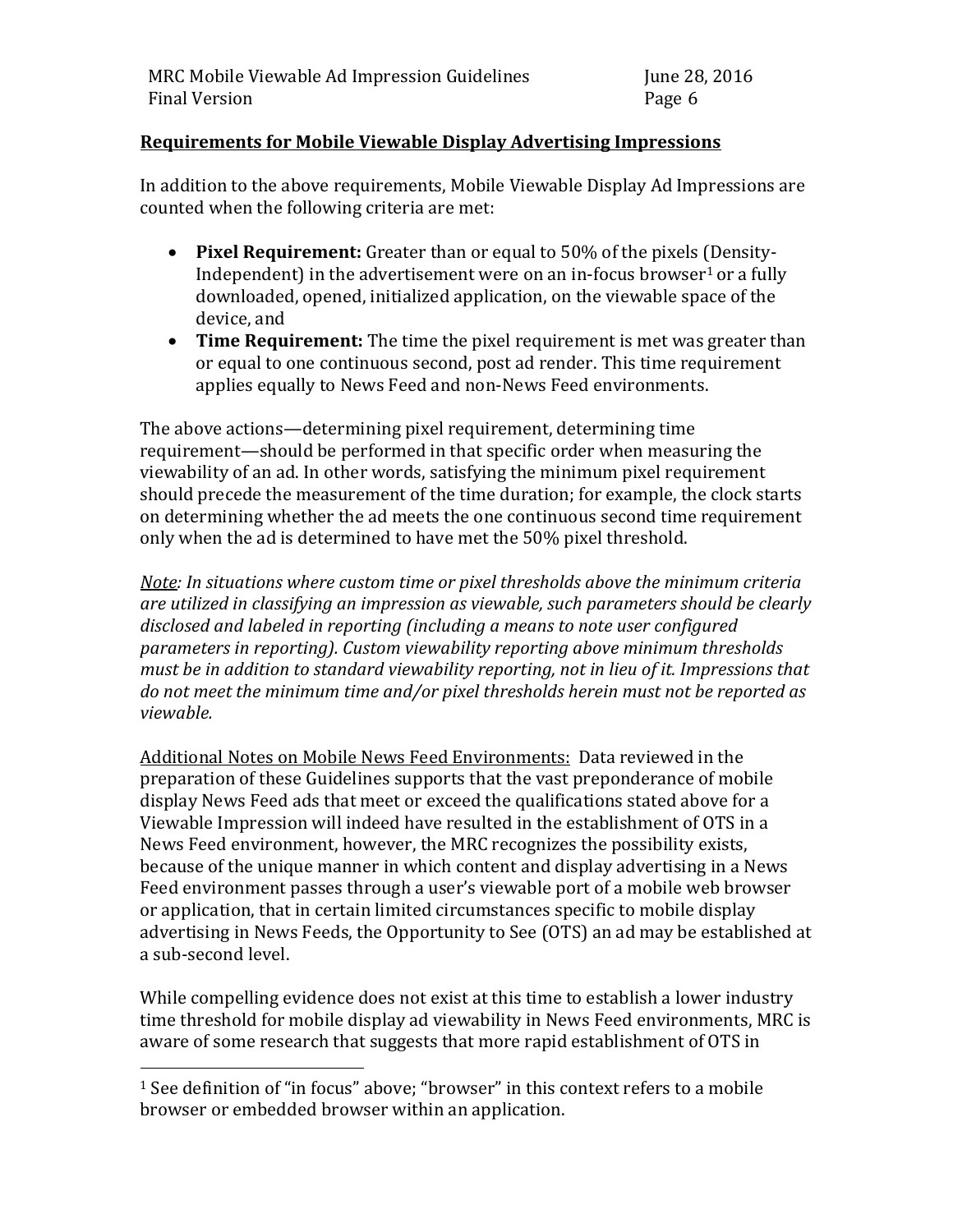**Requirements for Mobile Viewable Display Advertising Impressions**

In addition to the above requirements, Mobile Viewable Display Ad Impressions are counted when the following criteria are met:

- **Pixel Requirement:** Greater than or equal to 50% of the pixels (Density-Independent) in the advertisement were on an in-focus browser[1] or a fully downloaded, opened, initialized application, on the viewable space of the device, and
- **Time Requirement:** The time the pixel requirement is met was greater than or equal to one continuous second, post ad render. This time requirement applies equally to News Feed and non-News Feed environments.

The above actions—determining pixel requirement, determining time requirement—should be performed in that specific order when measuring the viewability of an ad. In other words, satisfying the minimum pixel requirement should precede the measurement of the time duration; for example, the clock starts on determining whether the ad meets the one continuous second time requirement only when the ad is determined to have met the 50% pixel threshold.

*Note: In situations where custom time or pixel thresholds above the minimum criteria are utilized in classifying an impression as viewable, such parameters should be clearly disclosed and labeled in reporting (including a means to note user configured parameters in reporting). Custom viewability reporting above minimum thresholds must be in addition to standard viewability reporting, not in lieu of it. Impressions that do not meet the minimum time and/or pixel thresholds herein must not be reported as viewable.*

Additional Notes on Mobile News Feed Environments: Data reviewed in the preparation of these Guidelines supports that the vast preponderance of mobile display News Feed ads that meet or exceed the qualifications stated above for a Viewable Impression will indeed have resulted in the establishment of OTS in a News Feed environment, however, the MRC recognizes the possibility exists, because of the unique manner in which content and display advertising in a News Feed environment passes through a user's viewable port of a mobile web browser or application, that in certain limited circumstances specific to mobile display advertising in News Feeds, the Opportunity to See (OTS) an ad may be established at a sub-second level.

While compelling evidence does not exist at this time to establish a lower industry time threshold for mobile display ad viewability in News Feed environments, MRC is aware of some research that suggests that more rapid establishment of OTS in

---

[1] See definition of "in focus" above; "browser" in this context refers to a mobile browser or embedded browser within an application.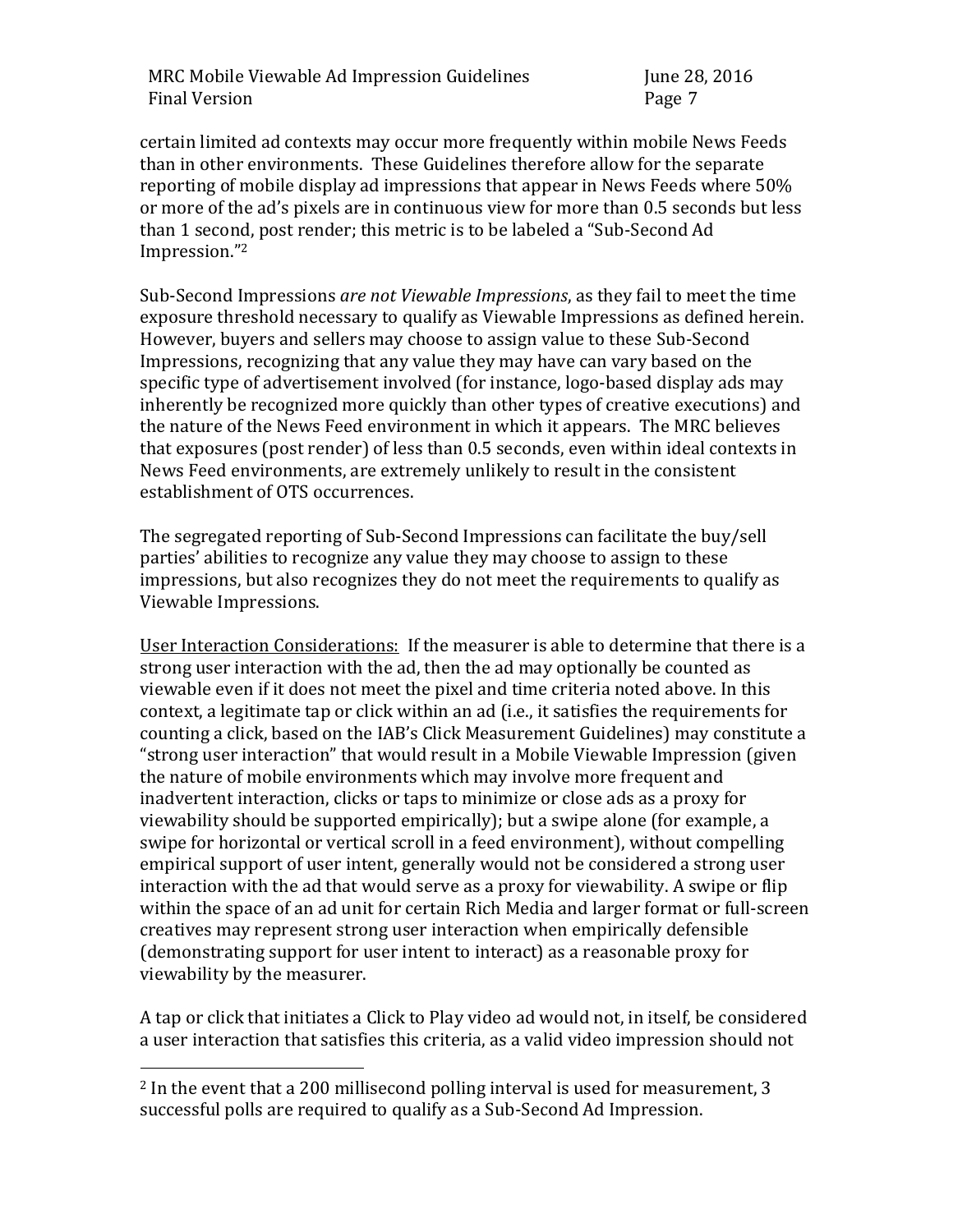certain limited ad contexts may occur more frequently within mobile News Feeds than in other environments. These Guidelines therefore allow for the separate reporting of mobile display ad impressions that appear in News Feeds where 50% or more of the ad's pixels are in continuous view for more than 0.5 seconds but less than 1 second, post render; this metric is to be labeled a "Sub-Second Ad Impression."[2]

Sub-Second Impressions *are not Viewable Impressions*, as they fail to meet the time exposure threshold necessary to qualify as Viewable Impressions as defined herein. However, buyers and sellers may choose to assign value to these Sub-Second Impressions, recognizing that any value they may have can vary based on the specific type of advertisement involved (for instance, logo-based display ads may inherently be recognized more quickly than other types of creative executions) and the nature of the News Feed environment in which it appears. The MRC believes that exposures (post render) of less than 0.5 seconds, even within ideal contexts in News Feed environments, are extremely unlikely to result in the consistent establishment of OTS occurrences.

The segregated reporting of Sub-Second Impressions can facilitate the buy/sell parties' abilities to recognize any value they may choose to assign to these impressions, but also recognizes they do not meet the requirements to qualify as Viewable Impressions.

<u>User Interaction Considerations:</u> If the measurer is able to determine that there is a strong user interaction with the ad, then the ad may optionally be counted as viewable even if it does not meet the pixel and time criteria noted above. In this context, a legitimate tap or click within an ad (i.e., it satisfies the requirements for counting a click, based on the IAB's Click Measurement Guidelines) may constitute a "strong user interaction" that would result in a Mobile Viewable Impression (given the nature of mobile environments which may involve more frequent and inadvertent interaction, clicks or taps to minimize or close ads as a proxy for viewability should be supported empirically); but a swipe alone (for example, a swipe for horizontal or vertical scroll in a feed environment), without compelling empirical support of user intent, generally would not be considered a strong user interaction with the ad that would serve as a proxy for viewability. A swipe or flip within the space of an ad unit for certain Rich Media and larger format or full-screen creatives may represent strong user interaction when empirically defensible (demonstrating support for user intent to interact) as a reasonable proxy for viewability by the measurer.

A tap or click that initiates a Click to Play video ad would not, in itself, be considered a user interaction that satisfies this criteria, as a valid video impression should not

---

[2] In the event that a 200 millisecond polling interval is used for measurement, 3 successful polls are required to qualify as a Sub-Second Ad Impression.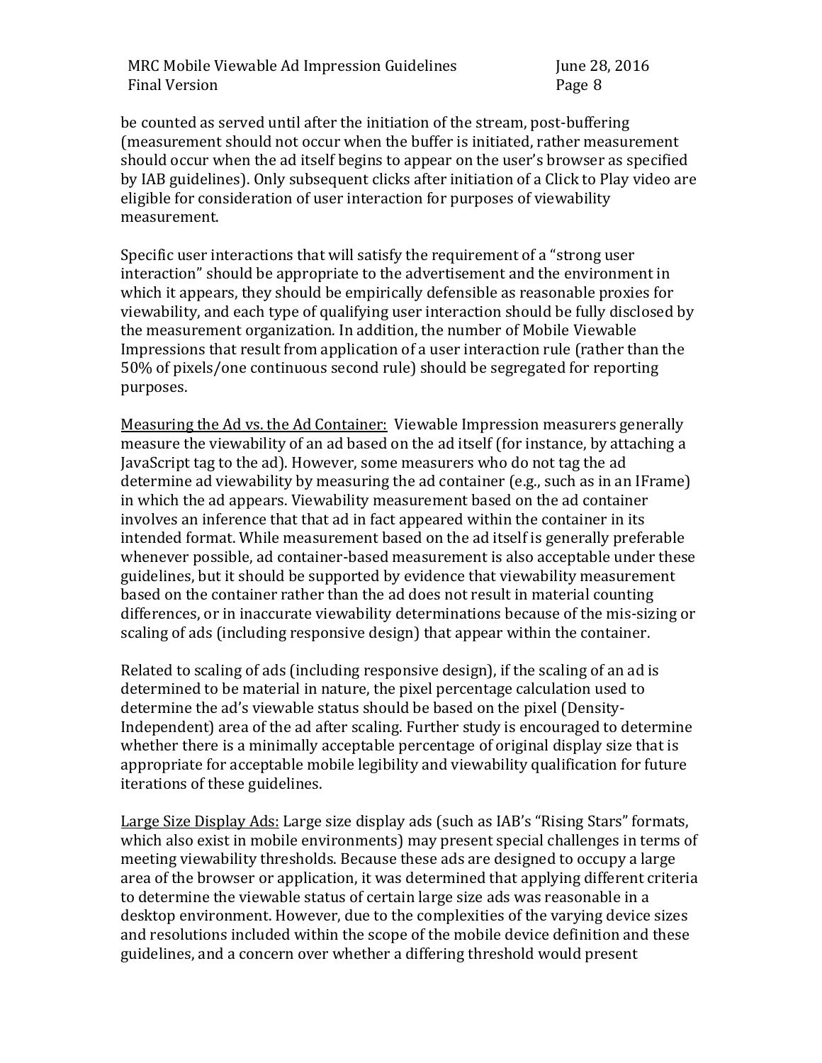be counted as served until after the initiation of the stream, post-buffering (measurement should not occur when the buffer is initiated, rather measurement should occur when the ad itself begins to appear on the user's browser as specified by IAB guidelines). Only subsequent clicks after initiation of a Click to Play video are eligible for consideration of user interaction for purposes of viewability measurement.

Specific user interactions that will satisfy the requirement of a "strong user interaction" should be appropriate to the advertisement and the environment in which it appears, they should be empirically defensible as reasonable proxies for viewability, and each type of qualifying user interaction should be fully disclosed by the measurement organization. In addition, the number of Mobile Viewable Impressions that result from application of a user interaction rule (rather than the 50% of pixels/one continuous second rule) should be segregated for reporting purposes.

Measuring the Ad vs. the Ad Container: Viewable Impression measurers generally measure the viewability of an ad based on the ad itself (for instance, by attaching a JavaScript tag to the ad). However, some measurers who do not tag the ad determine ad viewability by measuring the ad container (e.g., such as in an IFrame) in which the ad appears. Viewability measurement based on the ad container involves an inference that that ad in fact appeared within the container in its intended format. While measurement based on the ad itself is generally preferable whenever possible, ad container-based measurement is also acceptable under these guidelines, but it should be supported by evidence that viewability measurement based on the container rather than the ad does not result in material counting differences, or in inaccurate viewability determinations because of the mis-sizing or scaling of ads (including responsive design) that appear within the container.

Related to scaling of ads (including responsive design), if the scaling of an ad is determined to be material in nature, the pixel percentage calculation used to determine the ad's viewable status should be based on the pixel (Density-Independent) area of the ad after scaling. Further study is encouraged to determine whether there is a minimally acceptable percentage of original display size that is appropriate for acceptable mobile legibility and viewability qualification for future iterations of these guidelines.

Large Size Display Ads: Large size display ads (such as IAB's "Rising Stars" formats, which also exist in mobile environments) may present special challenges in terms of meeting viewability thresholds. Because these ads are designed to occupy a large area of the browser or application, it was determined that applying different criteria to determine the viewable status of certain large size ads was reasonable in a desktop environment. However, due to the complexities of the varying device sizes and resolutions included within the scope of the mobile device definition and these guidelines, and a concern over whether a differing threshold would present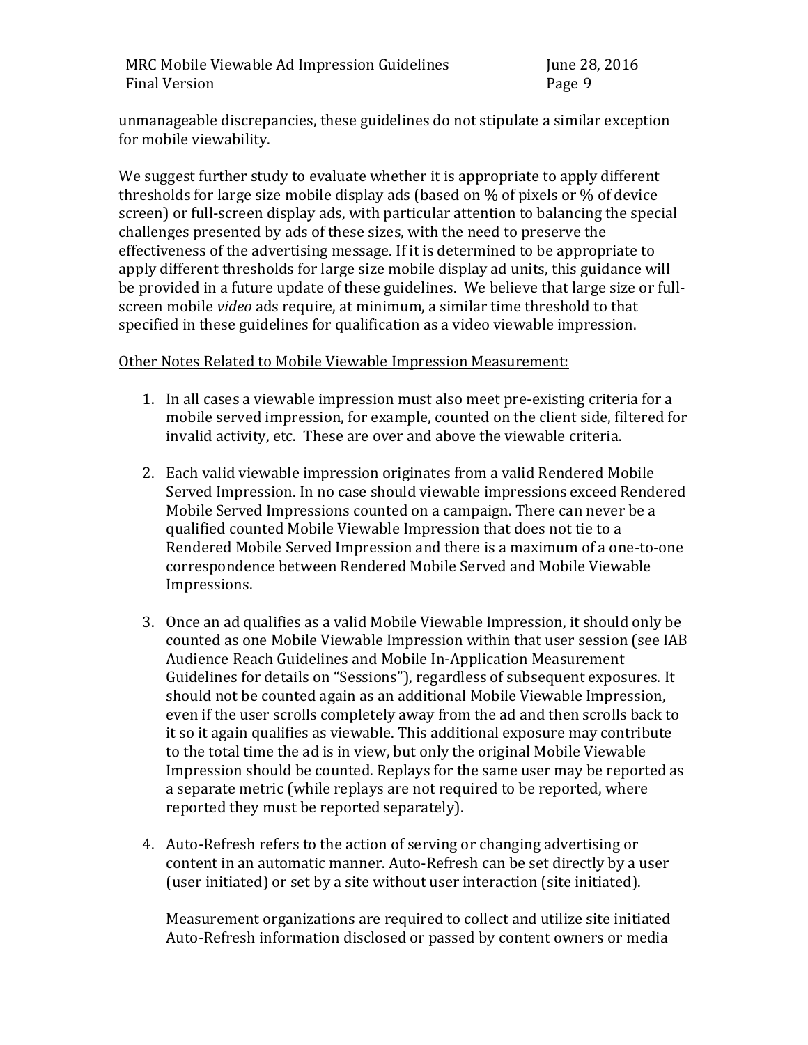unmanageable discrepancies, these guidelines do not stipulate a similar exception for mobile viewability.

We suggest further study to evaluate whether it is appropriate to apply different thresholds for large size mobile display ads (based on % of pixels or % of device screen) or full-screen display ads, with particular attention to balancing the special challenges presented by ads of these sizes, with the need to preserve the effectiveness of the advertising message. If it is determined to be appropriate to apply different thresholds for large size mobile display ad units, this guidance will be provided in a future update of these guidelines. We believe that large size or full-screen mobile *video* ads require, at minimum, a similar time threshold to that specified in these guidelines for qualification as a video viewable impression.

<u>Other Notes Related to Mobile Viewable Impression Measurement:</u>

1. In all cases a viewable impression must also meet pre-existing criteria for a mobile served impression, for example, counted on the client side, filtered for invalid activity, etc. These are over and above the viewable criteria.

2. Each valid viewable impression originates from a valid Rendered Mobile Served Impression. In no case should viewable impressions exceed Rendered Mobile Served Impressions counted on a campaign. There can never be a qualified counted Mobile Viewable Impression that does not tie to a Rendered Mobile Served Impression and there is a maximum of a one-to-one correspondence between Rendered Mobile Served and Mobile Viewable Impressions.

3. Once an ad qualifies as a valid Mobile Viewable Impression, it should only be counted as one Mobile Viewable Impression within that user session (see IAB Audience Reach Guidelines and Mobile In-Application Measurement Guidelines for details on "Sessions"), regardless of subsequent exposures. It should not be counted again as an additional Mobile Viewable Impression, even if the user scrolls completely away from the ad and then scrolls back to it so it again qualifies as viewable. This additional exposure may contribute to the total time the ad is in view, but only the original Mobile Viewable Impression should be counted. Replays for the same user may be reported as a separate metric (while replays are not required to be reported, where reported they must be reported separately).

4. Auto-Refresh refers to the action of serving or changing advertising or content in an automatic manner. Auto-Refresh can be set directly by a user (user initiated) or set by a site without user interaction (site initiated).

   Measurement organizations are required to collect and utilize site initiated Auto-Refresh information disclosed or passed by content owners or media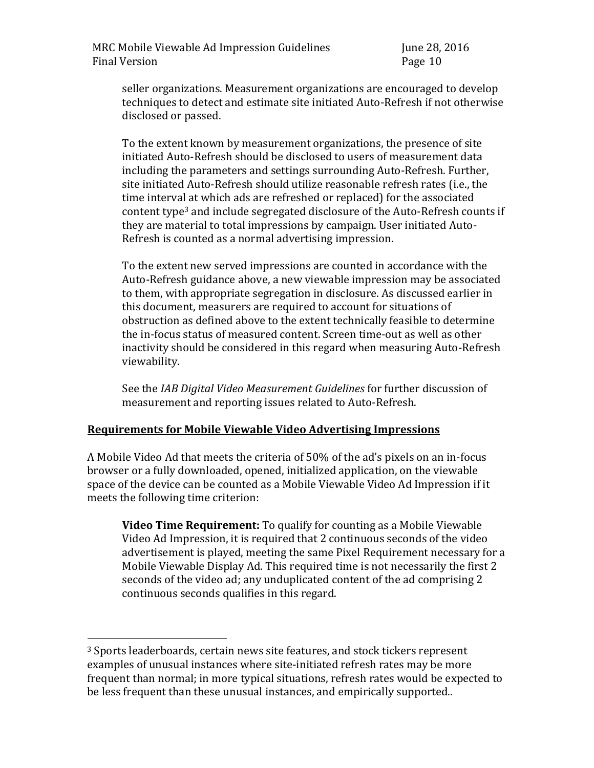seller organizations. Measurement organizations are encouraged to develop techniques to detect and estimate site initiated Auto-Refresh if not otherwise disclosed or passed.

To the extent known by measurement organizations, the presence of site initiated Auto-Refresh should be disclosed to users of measurement data including the parameters and settings surrounding Auto-Refresh. Further, site initiated Auto-Refresh should utilize reasonable refresh rates (i.e., the time interval at which ads are refreshed or replaced) for the associated content type[3] and include segregated disclosure of the Auto-Refresh counts if they are material to total impressions by campaign. User initiated Auto-Refresh is counted as a normal advertising impression.

To the extent new served impressions are counted in accordance with the Auto-Refresh guidance above, a new viewable impression may be associated to them, with appropriate segregation in disclosure. As discussed earlier in this document, measurers are required to account for situations of obstruction as defined above to the extent technically feasible to determine the in-focus status of measured content. Screen time-out as well as other inactivity should be considered in this regard when measuring Auto-Refresh viewability.

See the *IAB Digital Video Measurement Guidelines* for further discussion of measurement and reporting issues related to Auto-Refresh.

## Requirements for Mobile Viewable Video Advertising Impressions

A Mobile Video Ad that meets the criteria of 50% of the ad's pixels on an in-focus browser or a fully downloaded, opened, initialized application, on the viewable space of the device can be counted as a Mobile Viewable Video Ad Impression if it meets the following time criterion:

**Video Time Requirement:** To qualify for counting as a Mobile Viewable Video Ad Impression, it is required that 2 continuous seconds of the video advertisement is played, meeting the same Pixel Requirement necessary for a Mobile Viewable Display Ad. This required time is not necessarily the first 2 seconds of the video ad; any unduplicated content of the ad comprising 2 continuous seconds qualifies in this regard.

---

[3] Sports leaderboards, certain news site features, and stock tickers represent examples of unusual instances where site-initiated refresh rates may be more frequent than normal; in more typical situations, refresh rates would be expected to be less frequent than these unusual instances, and empirically supported..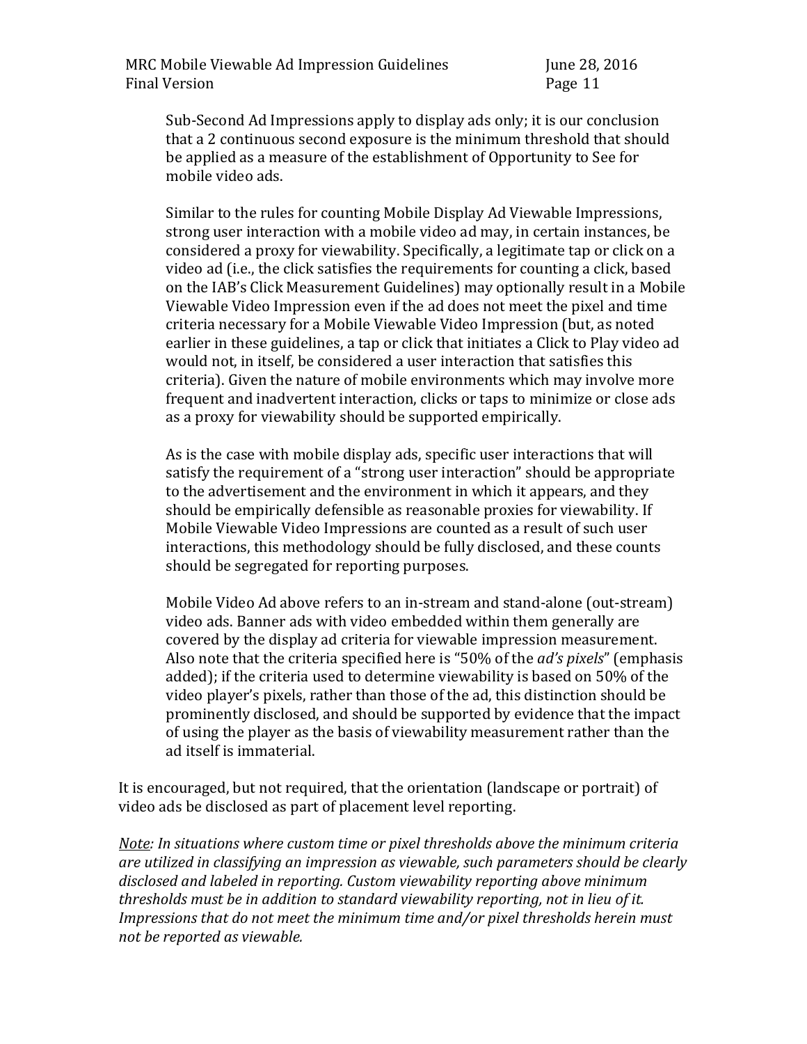Sub-Second Ad Impressions apply to display ads only; it is our conclusion that a 2 continuous second exposure is the minimum threshold that should be applied as a measure of the establishment of Opportunity to See for mobile video ads.

Similar to the rules for counting Mobile Display Ad Viewable Impressions, strong user interaction with a mobile video ad may, in certain instances, be considered a proxy for viewability. Specifically, a legitimate tap or click on a video ad (i.e., the click satisfies the requirements for counting a click, based on the IAB's Click Measurement Guidelines) may optionally result in a Mobile Viewable Video Impression even if the ad does not meet the pixel and time criteria necessary for a Mobile Viewable Video Impression (but, as noted earlier in these guidelines, a tap or click that initiates a Click to Play video ad would not, in itself, be considered a user interaction that satisfies this criteria). Given the nature of mobile environments which may involve more frequent and inadvertent interaction, clicks or taps to minimize or close ads as a proxy for viewability should be supported empirically.

As is the case with mobile display ads, specific user interactions that will satisfy the requirement of a "strong user interaction" should be appropriate to the advertisement and the environment in which it appears, and they should be empirically defensible as reasonable proxies for viewability. If Mobile Viewable Video Impressions are counted as a result of such user interactions, this methodology should be fully disclosed, and these counts should be segregated for reporting purposes.

Mobile Video Ad above refers to an in-stream and stand-alone (out-stream) video ads. Banner ads with video embedded within them generally are covered by the display ad criteria for viewable impression measurement. Also note that the criteria specified here is "50% of the *ad's pixels*" (emphasis added); if the criteria used to determine viewability is based on 50% of the video player's pixels, rather than those of the ad, this distinction should be prominently disclosed, and should be supported by evidence that the impact of using the player as the basis of viewability measurement rather than the ad itself is immaterial.

It is encouraged, but not required, that the orientation (landscape or portrait) of video ads be disclosed as part of placement level reporting.

*<u>Note</u>: In situations where custom time or pixel thresholds above the minimum criteria are utilized in classifying an impression as viewable, such parameters should be clearly disclosed and labeled in reporting. Custom viewability reporting above minimum thresholds must be in addition to standard viewability reporting, not in lieu of it. Impressions that do not meet the minimum time and/or pixel thresholds herein must not be reported as viewable.*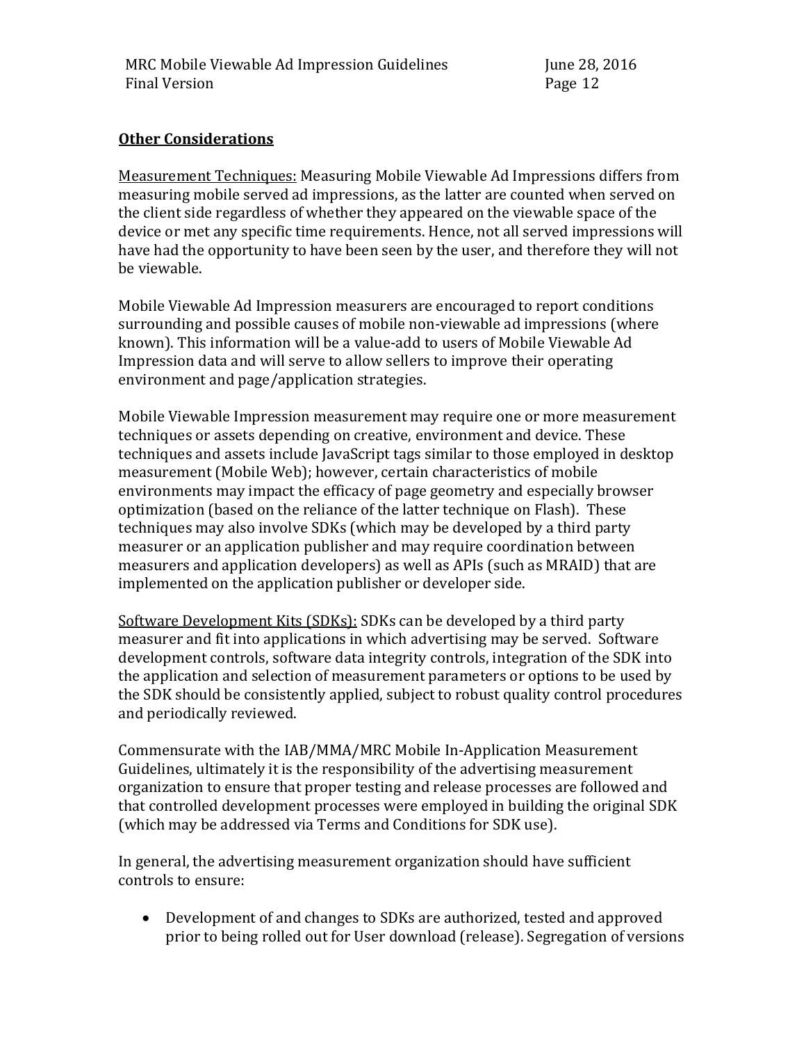**Other Considerations**

Measurement Techniques: Measuring Mobile Viewable Ad Impressions differs from measuring mobile served ad impressions, as the latter are counted when served on the client side regardless of whether they appeared on the viewable space of the device or met any specific time requirements. Hence, not all served impressions will have had the opportunity to have been seen by the user, and therefore they will not be viewable.

Mobile Viewable Ad Impression measurers are encouraged to report conditions surrounding and possible causes of mobile non-viewable ad impressions (where known). This information will be a value-add to users of Mobile Viewable Ad Impression data and will serve to allow sellers to improve their operating environment and page/application strategies.

Mobile Viewable Impression measurement may require one or more measurement techniques or assets depending on creative, environment and device. These techniques and assets include JavaScript tags similar to those employed in desktop measurement (Mobile Web); however, certain characteristics of mobile environments may impact the efficacy of page geometry and especially browser optimization (based on the reliance of the latter technique on Flash). These techniques may also involve SDKs (which may be developed by a third party measurer or an application publisher and may require coordination between measurers and application developers) as well as APIs (such as MRAID) that are implemented on the application publisher or developer side.

Software Development Kits (SDKs): SDKs can be developed by a third party measurer and fit into applications in which advertising may be served. Software development controls, software data integrity controls, integration of the SDK into the application and selection of measurement parameters or options to be used by the SDK should be consistently applied, subject to robust quality control procedures and periodically reviewed.

Commensurate with the IAB/MMA/MRC Mobile In-Application Measurement Guidelines, ultimately it is the responsibility of the advertising measurement organization to ensure that proper testing and release processes are followed and that controlled development processes were employed in building the original SDK (which may be addressed via Terms and Conditions for SDK use).

In general, the advertising measurement organization should have sufficient controls to ensure:

- Development of and changes to SDKs are authorized, tested and approved prior to being rolled out for User download (release). Segregation of versions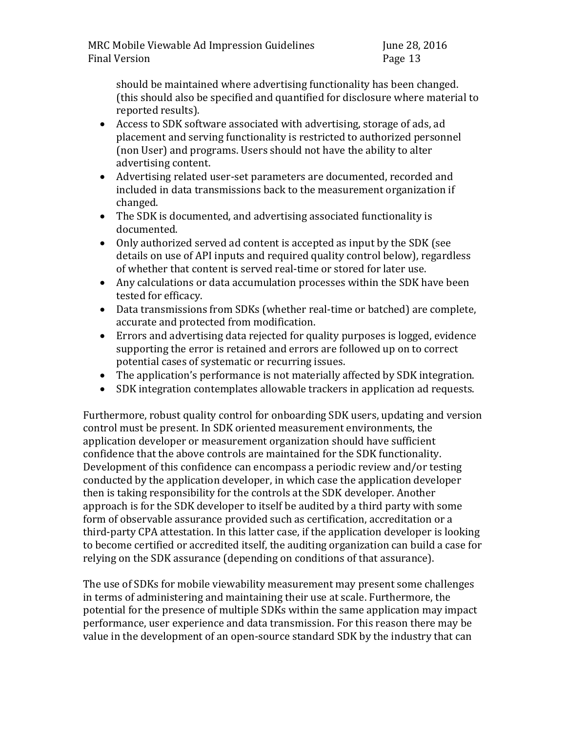should be maintained where advertising functionality has been changed. (this should also be specified and quantified for disclosure where material to reported results).

- Access to SDK software associated with advertising, storage of ads, ad placement and serving functionality is restricted to authorized personnel (non User) and programs. Users should not have the ability to alter advertising content.
- Advertising related user-set parameters are documented, recorded and included in data transmissions back to the measurement organization if changed.
- The SDK is documented, and advertising associated functionality is documented.
- Only authorized served ad content is accepted as input by the SDK (see details on use of API inputs and required quality control below), regardless of whether that content is served real-time or stored for later use.
- Any calculations or data accumulation processes within the SDK have been tested for efficacy.
- Data transmissions from SDKs (whether real-time or batched) are complete, accurate and protected from modification.
- Errors and advertising data rejected for quality purposes is logged, evidence supporting the error is retained and errors are followed up on to correct potential cases of systematic or recurring issues.
- The application's performance is not materially affected by SDK integration.
- SDK integration contemplates allowable trackers in application ad requests.

Furthermore, robust quality control for onboarding SDK users, updating and version control must be present. In SDK oriented measurement environments, the application developer or measurement organization should have sufficient confidence that the above controls are maintained for the SDK functionality. Development of this confidence can encompass a periodic review and/or testing conducted by the application developer, in which case the application developer then is taking responsibility for the controls at the SDK developer. Another approach is for the SDK developer to itself be audited by a third party with some form of observable assurance provided such as certification, accreditation or a third-party CPA attestation. In this latter case, if the application developer is looking to become certified or accredited itself, the auditing organization can build a case for relying on the SDK assurance (depending on conditions of that assurance).

The use of SDKs for mobile viewability measurement may present some challenges in terms of administering and maintaining their use at scale. Furthermore, the potential for the presence of multiple SDKs within the same application may impact performance, user experience and data transmission. For this reason there may be value in the development of an open-source standard SDK by the industry that can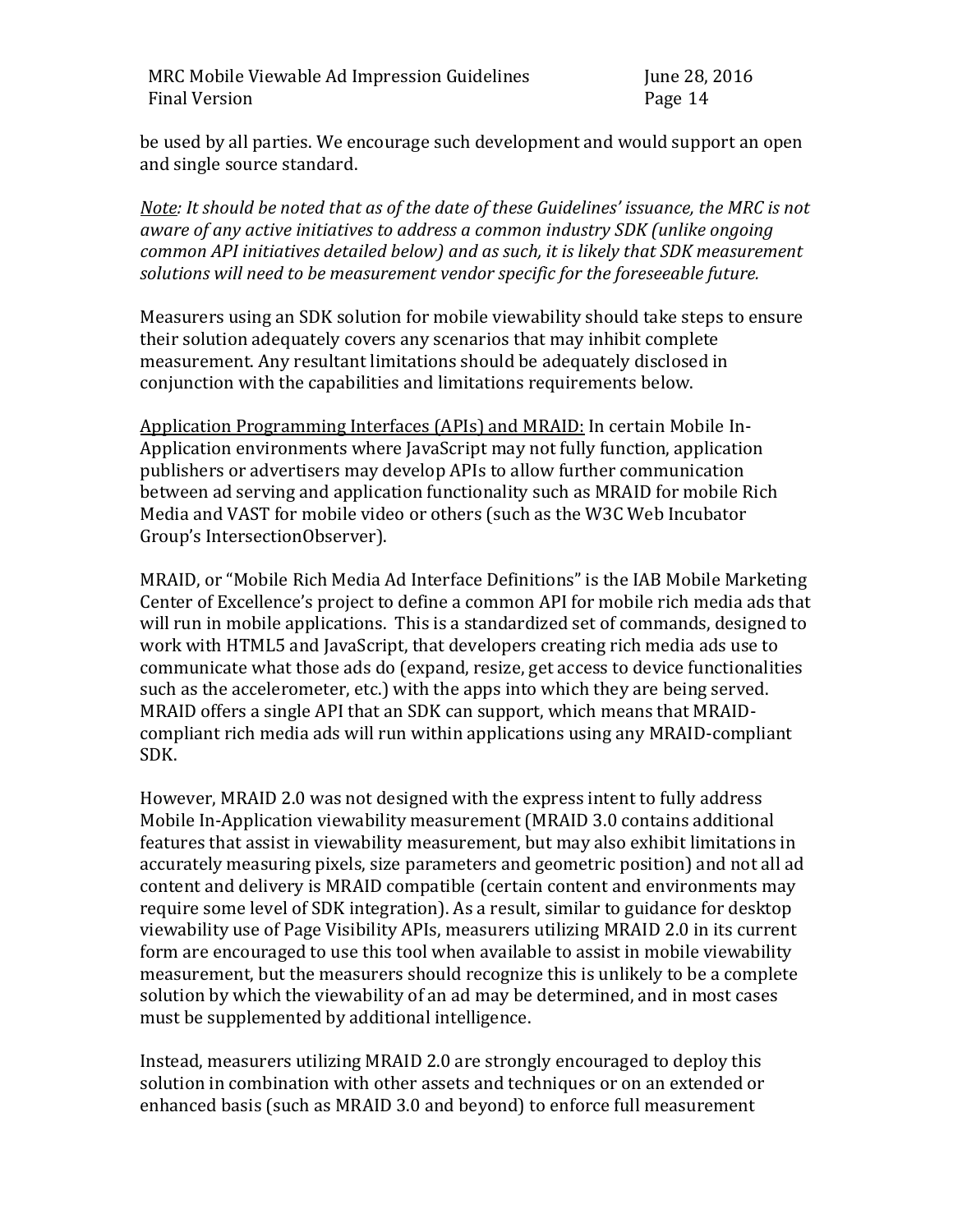be used by all parties. We encourage such development and would support an open and single source standard.

*Note: It should be noted that as of the date of these Guidelines' issuance, the MRC is not aware of any active initiatives to address a common industry SDK (unlike ongoing common API initiatives detailed below) and as such, it is likely that SDK measurement solutions will need to be measurement vendor specific for the foreseeable future.*

Measurers using an SDK solution for mobile viewability should take steps to ensure their solution adequately covers any scenarios that may inhibit complete measurement. Any resultant limitations should be adequately disclosed in conjunction with the capabilities and limitations requirements below.

Application Programming Interfaces (APIs) and MRAID: In certain Mobile In-Application environments where JavaScript may not fully function, application publishers or advertisers may develop APIs to allow further communication between ad serving and application functionality such as MRAID for mobile Rich Media and VAST for mobile video or others (such as the W3C Web Incubator Group's IntersectionObserver).

MRAID, or "Mobile Rich Media Ad Interface Definitions" is the IAB Mobile Marketing Center of Excellence's project to define a common API for mobile rich media ads that will run in mobile applications. This is a standardized set of commands, designed to work with HTML5 and JavaScript, that developers creating rich media ads use to communicate what those ads do (expand, resize, get access to device functionalities such as the accelerometer, etc.) with the apps into which they are being served. MRAID offers a single API that an SDK can support, which means that MRAID-compliant rich media ads will run within applications using any MRAID-compliant SDK.

However, MRAID 2.0 was not designed with the express intent to fully address Mobile In-Application viewability measurement (MRAID 3.0 contains additional features that assist in viewability measurement, but may also exhibit limitations in accurately measuring pixels, size parameters and geometric position) and not all ad content and delivery is MRAID compatible (certain content and environments may require some level of SDK integration). As a result, similar to guidance for desktop viewability use of Page Visibility APIs, measurers utilizing MRAID 2.0 in its current form are encouraged to use this tool when available to assist in mobile viewability measurement, but the measurers should recognize this is unlikely to be a complete solution by which the viewability of an ad may be determined, and in most cases must be supplemented by additional intelligence.

Instead, measurers utilizing MRAID 2.0 are strongly encouraged to deploy this solution in combination with other assets and techniques or on an extended or enhanced basis (such as MRAID 3.0 and beyond) to enforce full measurement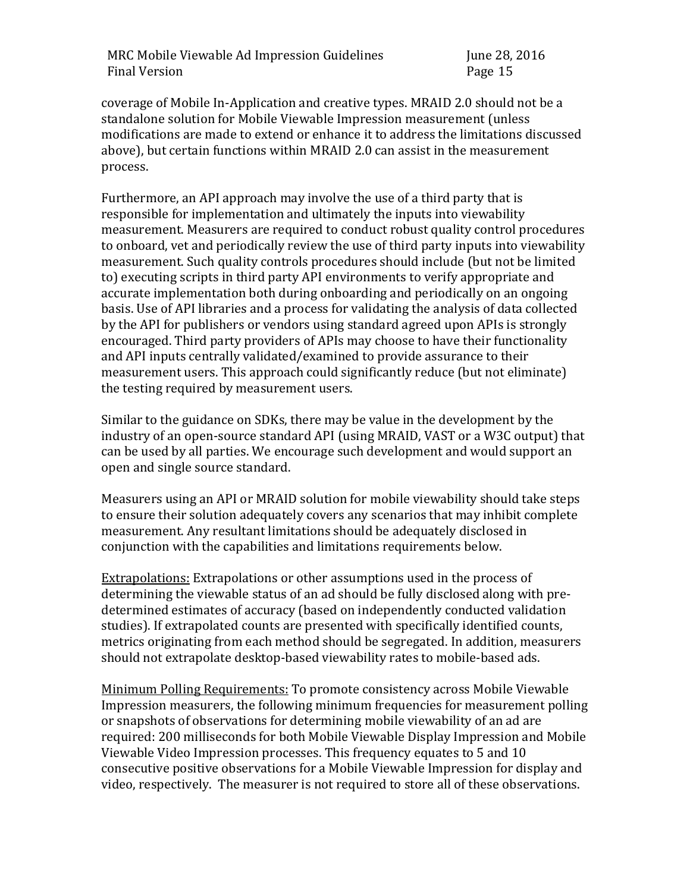coverage of Mobile In-Application and creative types. MRAID 2.0 should not be a standalone solution for Mobile Viewable Impression measurement (unless modifications are made to extend or enhance it to address the limitations discussed above), but certain functions within MRAID 2.0 can assist in the measurement process.

Furthermore, an API approach may involve the use of a third party that is responsible for implementation and ultimately the inputs into viewability measurement. Measurers are required to conduct robust quality control procedures to onboard, vet and periodically review the use of third party inputs into viewability measurement. Such quality controls procedures should include (but not be limited to) executing scripts in third party API environments to verify appropriate and accurate implementation both during onboarding and periodically on an ongoing basis. Use of API libraries and a process for validating the analysis of data collected by the API for publishers or vendors using standard agreed upon APIs is strongly encouraged. Third party providers of APIs may choose to have their functionality and API inputs centrally validated/examined to provide assurance to their measurement users. This approach could significantly reduce (but not eliminate) the testing required by measurement users.

Similar to the guidance on SDKs, there may be value in the development by the industry of an open-source standard API (using MRAID, VAST or a W3C output) that can be used by all parties. We encourage such development and would support an open and single source standard.

Measurers using an API or MRAID solution for mobile viewability should take steps to ensure their solution adequately covers any scenarios that may inhibit complete measurement. Any resultant limitations should be adequately disclosed in conjunction with the capabilities and limitations requirements below.

<u>Extrapolations:</u> Extrapolations or other assumptions used in the process of determining the viewable status of an ad should be fully disclosed along with pre-determined estimates of accuracy (based on independently conducted validation studies). If extrapolated counts are presented with specifically identified counts, metrics originating from each method should be segregated. In addition, measurers should not extrapolate desktop-based viewability rates to mobile-based ads.

<u>Minimum Polling Requirements:</u> To promote consistency across Mobile Viewable Impression measurers, the following minimum frequencies for measurement polling or snapshots of observations for determining mobile viewability of an ad are required: 200 milliseconds for both Mobile Viewable Display Impression and Mobile Viewable Video Impression processes. This frequency equates to 5 and 10 consecutive positive observations for a Mobile Viewable Impression for display and video, respectively. The measurer is not required to store all of these observations.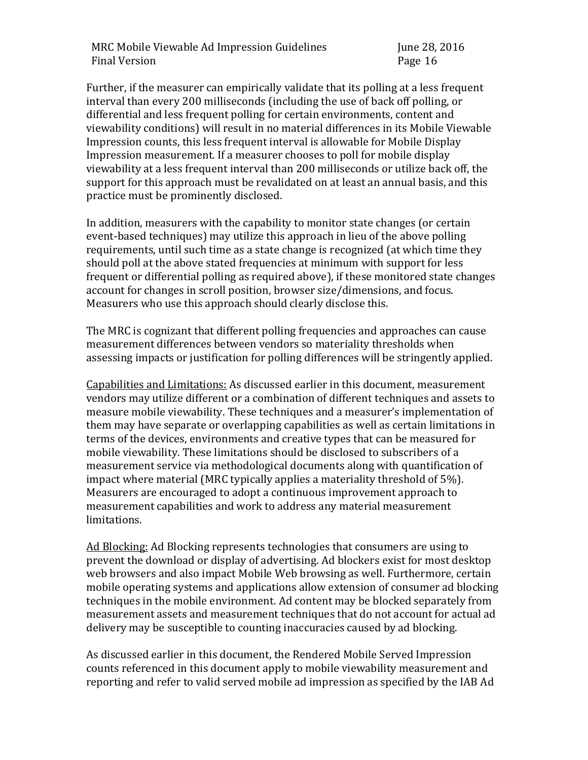Further, if the measurer can empirically validate that its polling at a less frequent interval than every 200 milliseconds (including the use of back off polling, or differential and less frequent polling for certain environments, content and viewability conditions) will result in no material differences in its Mobile Viewable Impression counts, this less frequent interval is allowable for Mobile Display Impression measurement. If a measurer chooses to poll for mobile display viewability at a less frequent interval than 200 milliseconds or utilize back off, the support for this approach must be revalidated on at least an annual basis, and this practice must be prominently disclosed.

In addition, measurers with the capability to monitor state changes (or certain event-based techniques) may utilize this approach in lieu of the above polling requirements, until such time as a state change is recognized (at which time they should poll at the above stated frequencies at minimum with support for less frequent or differential polling as required above), if these monitored state changes account for changes in scroll position, browser size/dimensions, and focus. Measurers who use this approach should clearly disclose this.

The MRC is cognizant that different polling frequencies and approaches can cause measurement differences between vendors so materiality thresholds when assessing impacts or justification for polling differences will be stringently applied.

<u>Capabilities and Limitations:</u> As discussed earlier in this document, measurement vendors may utilize different or a combination of different techniques and assets to measure mobile viewability. These techniques and a measurer's implementation of them may have separate or overlapping capabilities as well as certain limitations in terms of the devices, environments and creative types that can be measured for mobile viewability. These limitations should be disclosed to subscribers of a measurement service via methodological documents along with quantification of impact where material (MRC typically applies a materiality threshold of 5%). Measurers are encouraged to adopt a continuous improvement approach to measurement capabilities and work to address any material measurement limitations.

<u>Ad Blocking:</u> Ad Blocking represents technologies that consumers are using to prevent the download or display of advertising. Ad blockers exist for most desktop web browsers and also impact Mobile Web browsing as well. Furthermore, certain mobile operating systems and applications allow extension of consumer ad blocking techniques in the mobile environment. Ad content may be blocked separately from measurement assets and measurement techniques that do not account for actual ad delivery may be susceptible to counting inaccuracies caused by ad blocking.

As discussed earlier in this document, the Rendered Mobile Served Impression counts referenced in this document apply to mobile viewability measurement and reporting and refer to valid served mobile ad impression as specified by the IAB Ad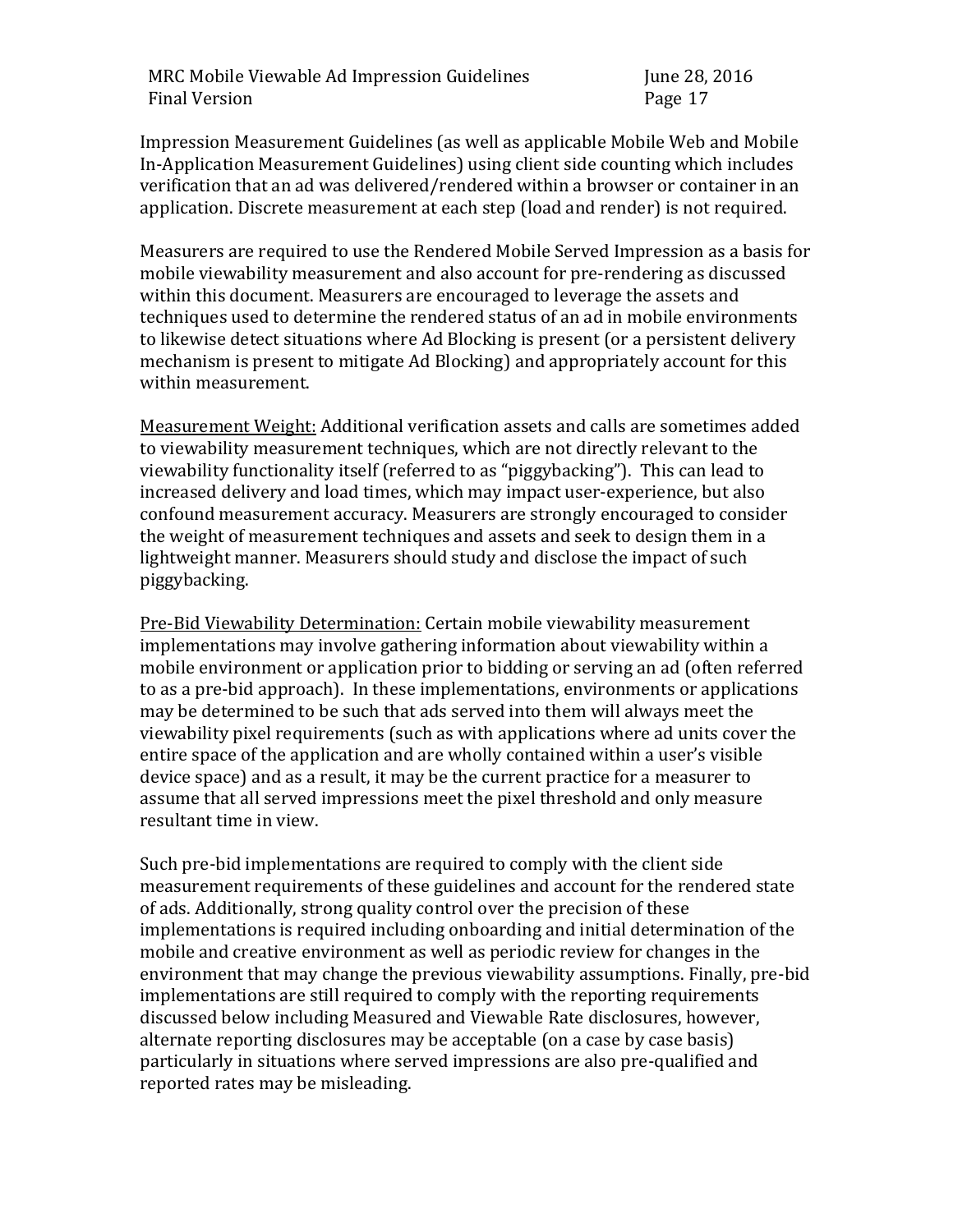Impression Measurement Guidelines (as well as applicable Mobile Web and Mobile In-Application Measurement Guidelines) using client side counting which includes verification that an ad was delivered/rendered within a browser or container in an application. Discrete measurement at each step (load and render) is not required.

Measurers are required to use the Rendered Mobile Served Impression as a basis for mobile viewability measurement and also account for pre-rendering as discussed within this document. Measurers are encouraged to leverage the assets and techniques used to determine the rendered status of an ad in mobile environments to likewise detect situations where Ad Blocking is present (or a persistent delivery mechanism is present to mitigate Ad Blocking) and appropriately account for this within measurement.

<u>Measurement Weight:</u> Additional verification assets and calls are sometimes added to viewability measurement techniques, which are not directly relevant to the viewability functionality itself (referred to as "piggybacking"). This can lead to increased delivery and load times, which may impact user-experience, but also confound measurement accuracy. Measurers are strongly encouraged to consider the weight of measurement techniques and assets and seek to design them in a lightweight manner. Measurers should study and disclose the impact of such piggybacking.

<u>Pre-Bid Viewability Determination:</u> Certain mobile viewability measurement implementations may involve gathering information about viewability within a mobile environment or application prior to bidding or serving an ad (often referred to as a pre-bid approach). In these implementations, environments or applications may be determined to be such that ads served into them will always meet the viewability pixel requirements (such as with applications where ad units cover the entire space of the application and are wholly contained within a user's visible device space) and as a result, it may be the current practice for a measurer to assume that all served impressions meet the pixel threshold and only measure resultant time in view.

Such pre-bid implementations are required to comply with the client side measurement requirements of these guidelines and account for the rendered state of ads. Additionally, strong quality control over the precision of these implementations is required including onboarding and initial determination of the mobile and creative environment as well as periodic review for changes in the environment that may change the previous viewability assumptions. Finally, pre-bid implementations are still required to comply with the reporting requirements discussed below including Measured and Viewable Rate disclosures, however, alternate reporting disclosures may be acceptable (on a case by case basis) particularly in situations where served impressions are also pre-qualified and reported rates may be misleading.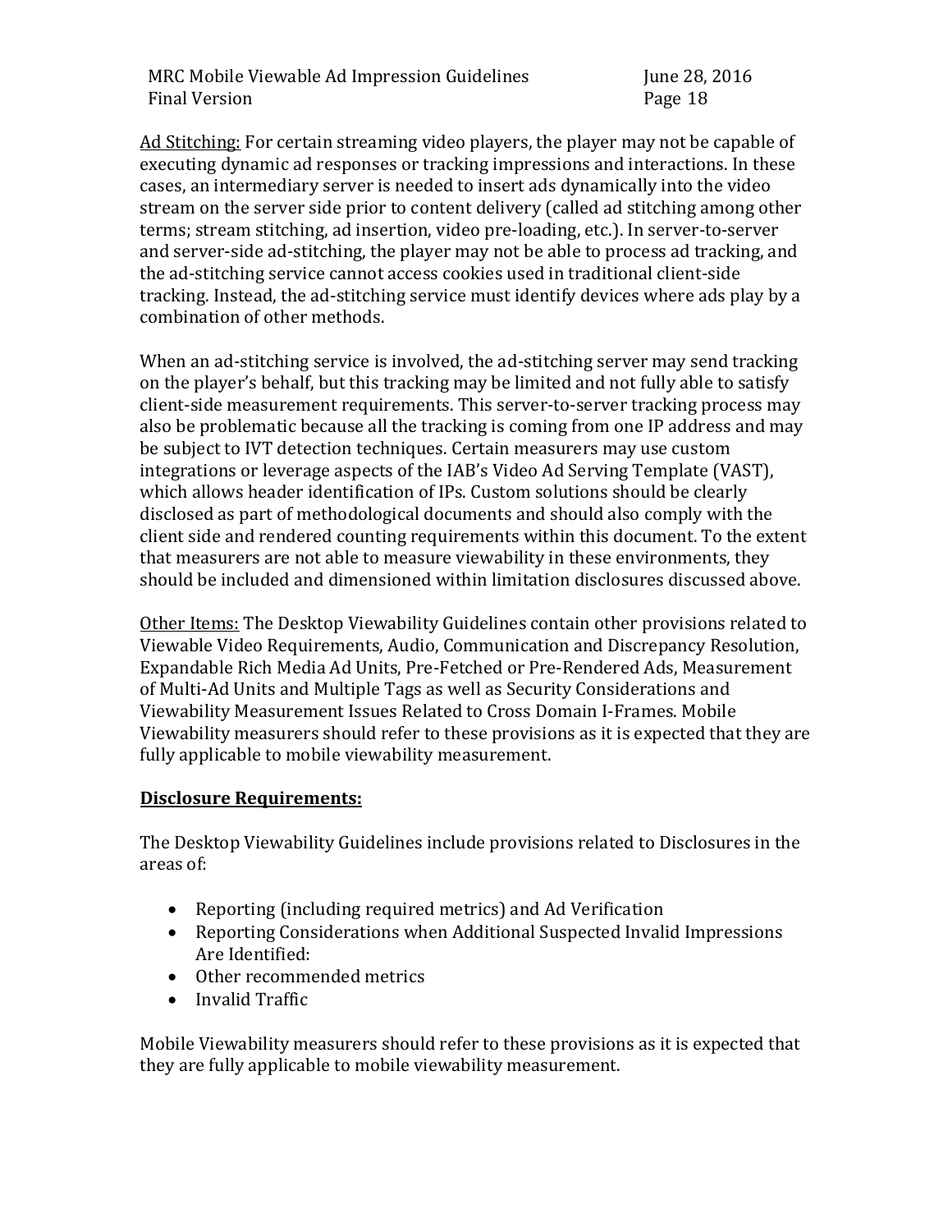Ad Stitching: For certain streaming video players, the player may not be capable of executing dynamic ad responses or tracking impressions and interactions. In these cases, an intermediary server is needed to insert ads dynamically into the video stream on the server side prior to content delivery (called ad stitching among other terms; stream stitching, ad insertion, video pre-loading, etc.). In server-to-server and server-side ad-stitching, the player may not be able to process ad tracking, and the ad-stitching service cannot access cookies used in traditional client-side tracking. Instead, the ad-stitching service must identify devices where ads play by a combination of other methods.

When an ad-stitching service is involved, the ad-stitching server may send tracking on the player's behalf, but this tracking may be limited and not fully able to satisfy client-side measurement requirements. This server-to-server tracking process may also be problematic because all the tracking is coming from one IP address and may be subject to IVT detection techniques. Certain measurers may use custom integrations or leverage aspects of the IAB's Video Ad Serving Template (VAST), which allows header identification of IPs. Custom solutions should be clearly disclosed as part of methodological documents and should also comply with the client side and rendered counting requirements within this document. To the extent that measurers are not able to measure viewability in these environments, they should be included and dimensioned within limitation disclosures discussed above.

Other Items: The Desktop Viewability Guidelines contain other provisions related to Viewable Video Requirements, Audio, Communication and Discrepancy Resolution, Expandable Rich Media Ad Units, Pre-Fetched or Pre-Rendered Ads, Measurement of Multi-Ad Units and Multiple Tags as well as Security Considerations and Viewability Measurement Issues Related to Cross Domain I-Frames. Mobile Viewability measurers should refer to these provisions as it is expected that they are fully applicable to mobile viewability measurement.

**Disclosure Requirements:**

The Desktop Viewability Guidelines include provisions related to Disclosures in the areas of:

- Reporting (including required metrics) and Ad Verification
- Reporting Considerations when Additional Suspected Invalid Impressions Are Identified:
- Other recommended metrics
- Invalid Traffic

Mobile Viewability measurers should refer to these provisions as it is expected that they are fully applicable to mobile viewability measurement.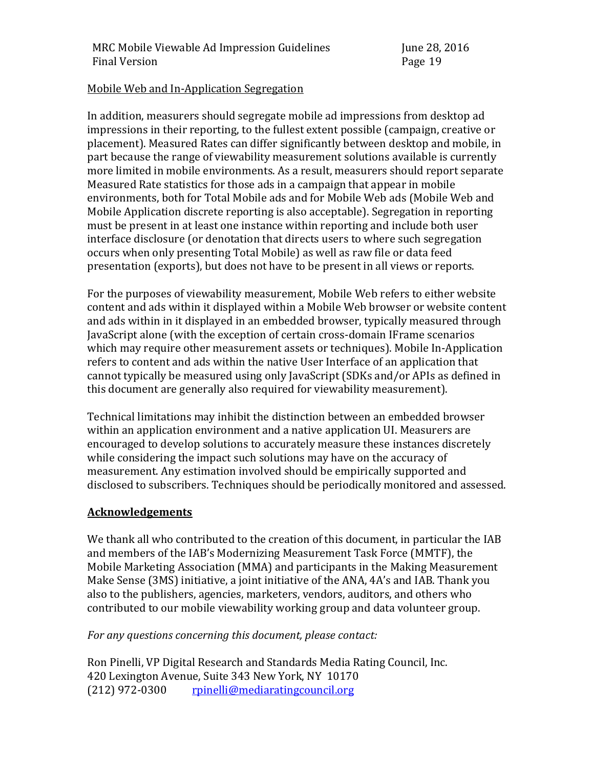Mobile Web and In-Application Segregation

In addition, measurers should segregate mobile ad impressions from desktop ad impressions in their reporting, to the fullest extent possible (campaign, creative or placement). Measured Rates can differ significantly between desktop and mobile, in part because the range of viewability measurement solutions available is currently more limited in mobile environments. As a result, measurers should report separate Measured Rate statistics for those ads in a campaign that appear in mobile environments, both for Total Mobile ads and for Mobile Web ads (Mobile Web and Mobile Application discrete reporting is also acceptable). Segregation in reporting must be present in at least one instance within reporting and include both user interface disclosure (or denotation that directs users to where such segregation occurs when only presenting Total Mobile) as well as raw file or data feed presentation (exports), but does not have to be present in all views or reports.

For the purposes of viewability measurement, Mobile Web refers to either website content and ads within it displayed within a Mobile Web browser or website content and ads within in it displayed in an embedded browser, typically measured through JavaScript alone (with the exception of certain cross-domain IFrame scenarios which may require other measurement assets or techniques). Mobile In-Application refers to content and ads within the native User Interface of an application that cannot typically be measured using only JavaScript (SDKs and/or APIs as defined in this document are generally also required for viewability measurement).

Technical limitations may inhibit the distinction between an embedded browser within an application environment and a native application UI. Measurers are encouraged to develop solutions to accurately measure these instances discretely while considering the impact such solutions may have on the accuracy of measurement. Any estimation involved should be empirically supported and disclosed to subscribers. Techniques should be periodically monitored and assessed.

## Acknowledgements

We thank all who contributed to the creation of this document, in particular the IAB and members of the IAB's Modernizing Measurement Task Force (MMTF), the Mobile Marketing Association (MMA) and participants in the Making Measurement Make Sense (3MS) initiative, a joint initiative of the ANA, 4A's and IAB. Thank you also to the publishers, agencies, marketers, vendors, auditors, and others who contributed to our mobile viewability working group and data volunteer group.

*For any questions concerning this document, please contact:*

Ron Pinelli, VP Digital Research and Standards Media Rating Council, Inc.
420 Lexington Avenue, Suite 343 New York, NY 10170
(212) 972-0300 rpinelli@mediaratingcouncil.org